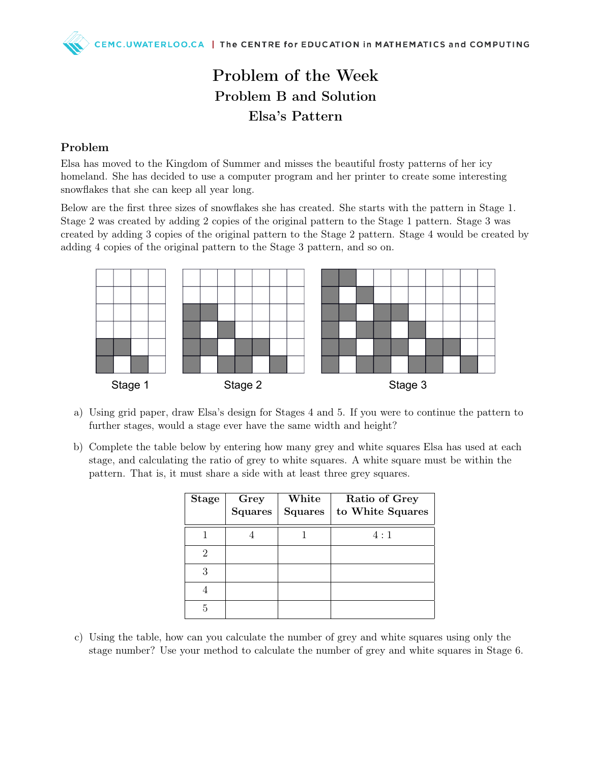# Problem of the Week

## Problem B and Solution

## Elsa's Pattern

### Problem

Elsa has moved to the Kingdom of Summer and misses the beautiful frosty patterns of her icy homeland. She has decided to use a computer program and her printer to create some interesting snowflakes that she can keep all year long.

Below are the first three sizes of snowflakes she has created. She starts with the pattern in Stage 1. Stage 2 was created by adding 2 copies of the original pattern to the Stage 1 pattern. Stage 3 was created by adding 3 copies of the original pattern to the Stage 2 pattern. Stage 4 would be created by adding 4 copies of the original pattern to the Stage 3 pattern, and so on.

Stage 1 | Stage 2 | Stage 3

a) Using grid paper, draw Elsa's design for Stages 4 and 5. If you were to continue the pattern to further stages, would a stage ever have the same width and height?

b) Complete the table below by entering how many grey and white squares Elsa has used at each stage, and calculating the ratio of grey to white squares. A white square must be within the pattern. That is, it must share a side with at least three grey squares.

| Stage | Grey Squares | White Squares | Ratio of Grey to White Squares |
|---|---|---|---|
| 1 | 4 | 1 | 4 : 1 |
| 2 | | | |
| 3 | | | |
| 4 | | | |
| 5 | | | |

c) Using the table, how can you calculate the number of grey and white squares using only the stage number? Use your method to calculate the number of grey and white squares in Stage 6.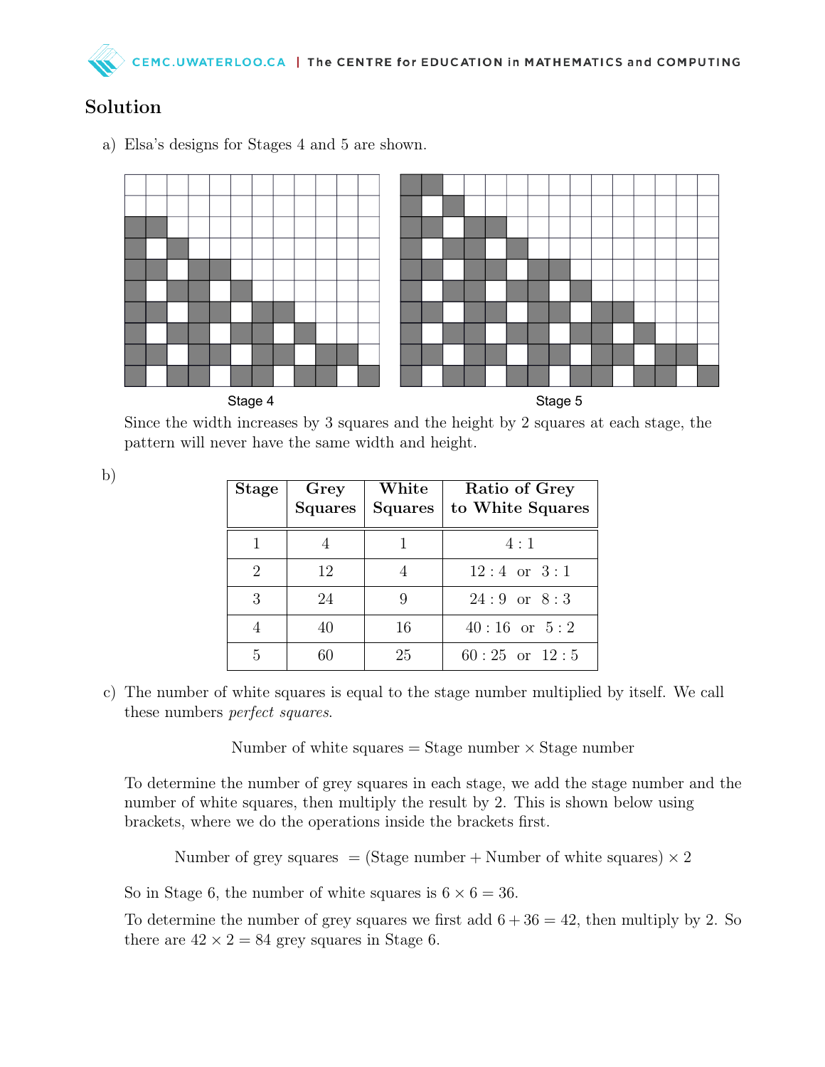## Solution

a) Elsa's designs for Stages 4 and 5 are shown.

Stage 4

Stage 5

Since the width increases by 3 squares and the height by 2 squares at each stage, the pattern will never have the same width and height.

b)

| Stage | Grey Squares | White Squares | Ratio of Grey to White Squares |
|---|---|---|---|
| 1 | 4 | 1 | 4 : 1 |
| 2 | 12 | 4 | 12 : 4 or 3 : 1 |
| 3 | 24 | 9 | 24 : 9 or 8 : 3 |
| 4 | 40 | 16 | 40 : 16 or 5 : 2 |
| 5 | 60 | 25 | 60 : 25 or 12 : 5 |

c) The number of white squares is equal to the stage number multiplied by itself. We call these numbers *perfect squares*.

$$\text{Number of white squares} = \text{Stage number} \times \text{Stage number}$$

To determine the number of grey squares in each stage, we add the stage number and the number of white squares, then multiply the result by 2. This is shown below using brackets, where we do the operations inside the brackets first.

$$\text{Number of grey squares } = (\text{Stage number} + \text{Number of white squares}) \times 2$$

So in Stage 6, the number of white squares is $6 \times 6 = 36$.

To determine the number of grey squares we first add $6 + 36 = 42$, then multiply by 2. So there are $42 \times 2 = 84$ grey squares in Stage 6.